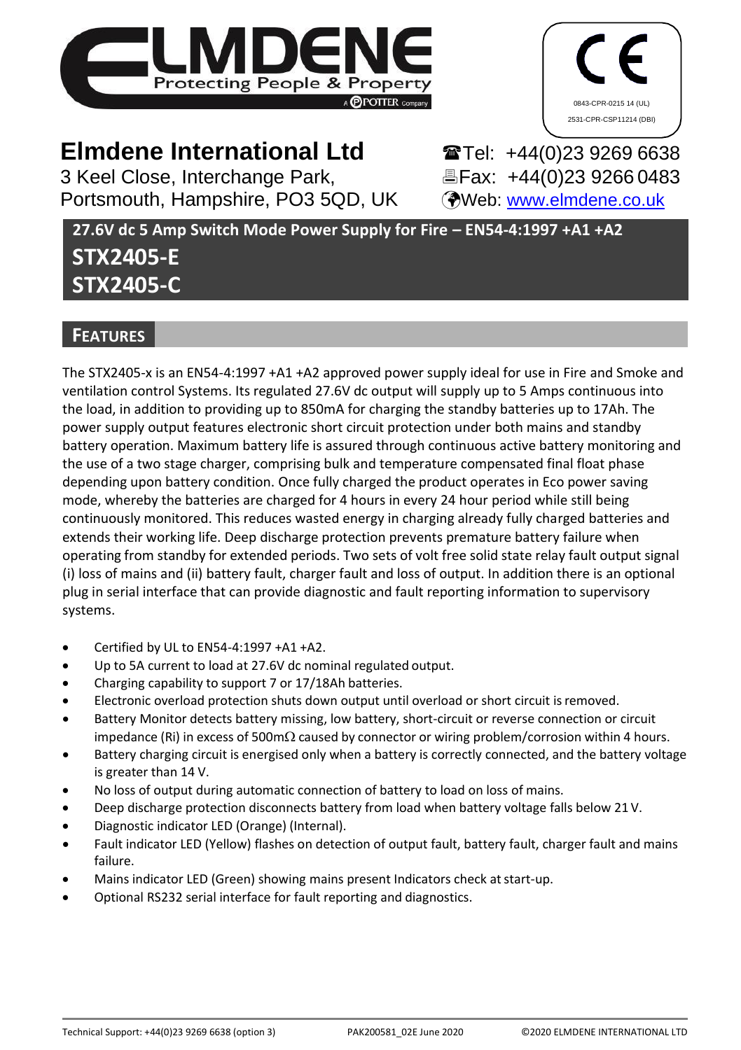0843-CPR-0215 14 (UL)
2531-CPR-CSP11214 (DBI)

# Elmdene International Ltd

3 Keel Close, Interchange Park,
Portsmouth, Hampshire, PO3 5QD, UK

Tel: +44(0)23 9269 6638
Fax: +44(0)23 9266 0483
Web: www.elmdene.co.uk

**27.6V dc 5 Amp Switch Mode Power Supply for Fire – EN54-4:1997 +A1 +A2**

# STX2405-E
# STX2405-C

## FEATURES

The STX2405-x is an EN54-4:1997 +A1 +A2 approved power supply ideal for use in Fire and Smoke and ventilation control Systems. Its regulated 27.6V dc output will supply up to 5 Amps continuous into the load, in addition to providing up to 850mA for charging the standby batteries up to 17Ah. The power supply output features electronic short circuit protection under both mains and standby battery operation. Maximum battery life is assured through continuous active battery monitoring and the use of a two stage charger, comprising bulk and temperature compensated final float phase depending upon battery condition. Once fully charged the product operates in Eco power saving mode, whereby the batteries are charged for 4 hours in every 24 hour period while still being continuously monitored. This reduces wasted energy in charging already fully charged batteries and extends their working life. Deep discharge protection prevents premature battery failure when operating from standby for extended periods. Two sets of volt free solid state relay fault output signal (i) loss of mains and (ii) battery fault, charger fault and loss of output. In addition there is an optional plug in serial interface that can provide diagnostic and fault reporting information to supervisory systems.

- Certified by UL to EN54-4:1997 +A1 +A2.
- Up to 5A current to load at 27.6V dc nominal regulated output.
- Charging capability to support 7 or 17/18Ah batteries.
- Electronic overload protection shuts down output until overload or short circuit is removed.
- Battery Monitor detects battery missing, low battery, short-circuit or reverse connection or circuit impedance (Ri) in excess of 500mΩ caused by connector or wiring problem/corrosion within 4 hours.
- Battery charging circuit is energised only when a battery is correctly connected, and the battery voltage is greater than 14 V.
- No loss of output during automatic connection of battery to load on loss of mains.
- Deep discharge protection disconnects battery from load when battery voltage falls below 21 V.
- Diagnostic indicator LED (Orange) (Internal).
- Fault indicator LED (Yellow) flashes on detection of output fault, battery fault, charger fault and mains failure.
- Mains indicator LED (Green) showing mains present Indicators check at start-up.
- Optional RS232 serial interface for fault reporting and diagnostics.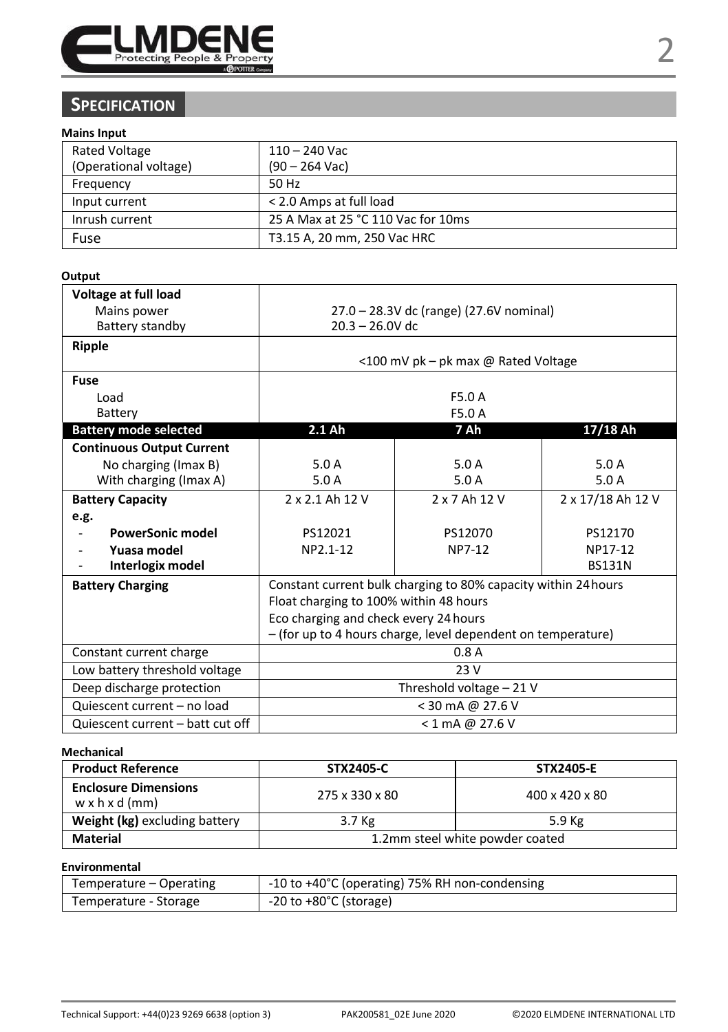## SPECIFICATION

**Mains Input**

| | |
|---|---|
| Rated Voltage (Operational voltage) | 110 – 240 Vac (90 – 264 Vac) |
| Frequency | 50 Hz |
| Input current | < 2.0 Amps at full load |
| Inrush current | 25 A Max at 25 °C 110 Vac for 10ms |
| Fuse | T3.15 A, 20 mm, 250 Vac HRC |

**Output**

| | | | |
|---|---|---|---|
| **Voltage at full load** | | | |
| Mains power | 27.0 – 28.3V dc (range) (27.6V nominal) | | |
| Battery standby | 20.3 – 26.0V dc | | |
| **Ripple** | <100 mV pk – pk max @ Rated Voltage | | |
| **Fuse** | | | |
| Load | F5.0 A | | |
| Battery | F5.0 A | | |
| **Battery mode selected** | **2.1 Ah** | **7 Ah** | **17/18 Ah** |
| **Continuous Output Current** | | | |
| No charging (Imax B) | 5.0 A | 5.0 A | 5.0 A |
| With charging (Imax A) | 5.0 A | 5.0 A | 5.0 A |
| **Battery Capacity** | 2 x 2.1 Ah 12 V | 2 x 7 Ah 12 V | 2 x 17/18 Ah 12 V |
| **e.g.** | | | |
| - **PowerSonic model** | PS12021 | PS12070 | PS12170 |
| - **Yuasa model** | NP2.1-12 | NP7-12 | NP17-12 |
| - **Interlogix model** | | | BS131N |
| **Battery Charging** | Constant current bulk charging to 80% capacity within 24 hours<br>Float charging to 100% within 48 hours<br>Eco charging and check every 24 hours<br>– (for up to 4 hours charge, level dependent on temperature) | | |
| Constant current charge | 0.8 A | | |
| Low battery threshold voltage | 23 V | | |
| Deep discharge protection | Threshold voltage – 21 V | | |
| Quiescent current – no load | < 30 mA @ 27.6 V | | |
| Quiescent current – batt cut off | < 1 mA @ 27.6 V | | |

**Mechanical**

| **Product Reference** | **STX2405-C** | **STX2405-E** |
|---|---|---|
| **Enclosure Dimensions** w x h x d (mm) | 275 x 330 x 80 | 400 x 420 x 80 |
| **Weight (kg)** excluding battery | 3.7 Kg | 5.9 Kg |
| **Material** | 1.2mm steel white powder coated | |

**Environmental**

| | |
|---|---|
| Temperature – Operating | -10 to +40°C (operating) 75% RH non-condensing |
| Temperature - Storage | -20 to +80°C (storage) |

Technical Support: +44(0)23 9269 6638 (option 3) PAK200581_02E June 2020 ©2020 ELMDENE INTERNATIONAL LTD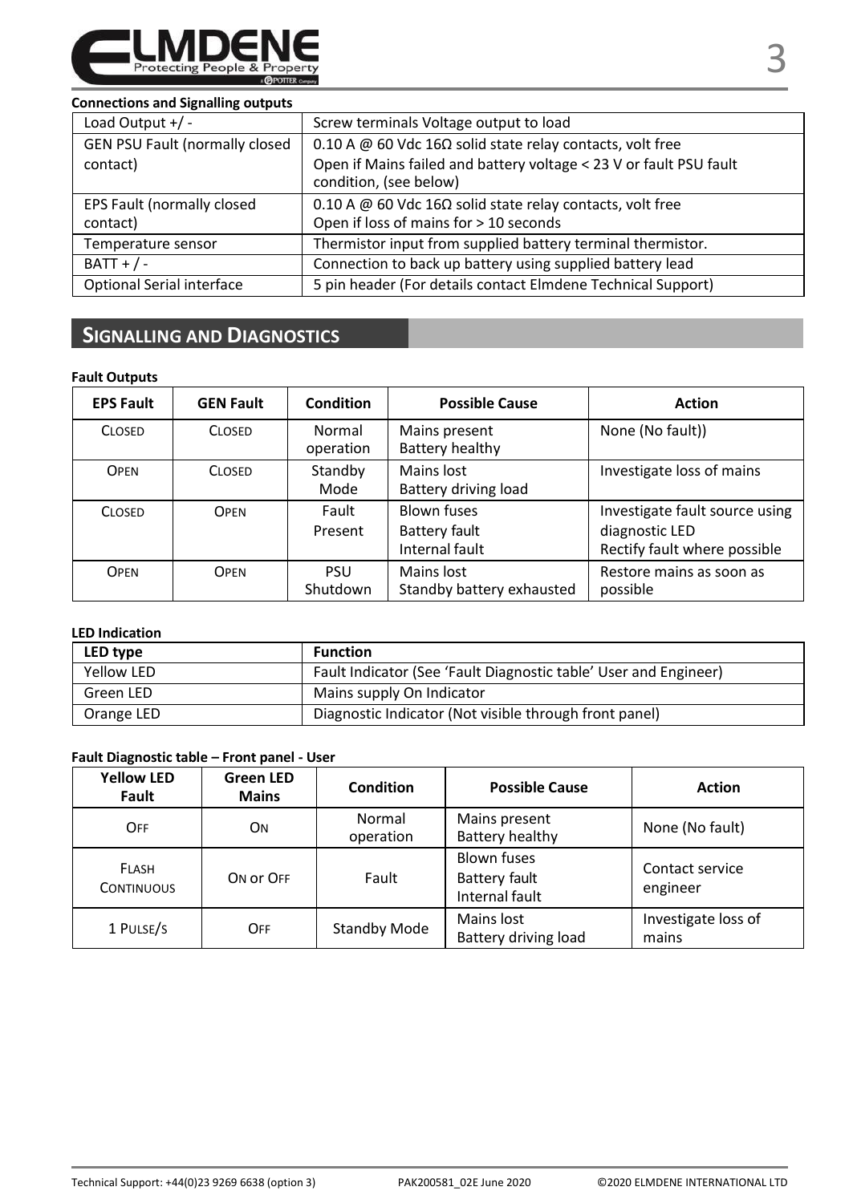**Connections and Signalling outputs**

| | |
|---|---|
| Load Output +/ - | Screw terminals Voltage output to load |
| GEN PSU Fault (normally closed contact) | 0.10 A @ 60 Vdc 16Ω solid state relay contacts, volt free<br>Open if Mains failed and battery voltage < 23 V or fault PSU fault condition, (see below) |
| EPS Fault (normally closed contact) | 0.10 A @ 60 Vdc 16Ω solid state relay contacts, volt free<br>Open if loss of mains for > 10 seconds |
| Temperature sensor | Thermistor input from supplied battery terminal thermistor. |
| BATT + / - | Connection to back up battery using supplied battery lead |
| Optional Serial interface | 5 pin header (For details contact Elmdene Technical Support) |

## SIGNALLING AND DIAGNOSTICS

**Fault Outputs**

| EPS Fault | GEN Fault | Condition | Possible Cause | Action |
|---|---|---|---|---|
| CLOSED | CLOSED | Normal operation | Mains present<br>Battery healthy | None (No fault)) |
| OPEN | CLOSED | Standby Mode | Mains lost<br>Battery driving load | Investigate loss of mains |
| CLOSED | OPEN | Fault Present | Blown fuses<br>Battery fault<br>Internal fault | Investigate fault source using diagnostic LED<br>Rectify fault where possible |
| OPEN | OPEN | PSU Shutdown | Mains lost<br>Standby battery exhausted | Restore mains as soon as possible |

**LED Indication**

| LED type | Function |
|---|---|
| Yellow LED | Fault Indicator (See 'Fault Diagnostic table' User and Engineer) |
| Green LED | Mains supply On Indicator |
| Orange LED | Diagnostic Indicator (Not visible through front panel) |

**Fault Diagnostic table – Front panel - User**

| Yellow LED Fault | Green LED Mains | Condition | Possible Cause | Action |
|---|---|---|---|---|
| OFF | ON | Normal operation | Mains present<br>Battery healthy | None (No fault) |
| FLASH<br>CONTINUOUS | ON or OFF | Fault | Blown fuses<br>Battery fault<br>Internal fault | Contact service engineer |
| 1 PULSE/S | OFF | Standby Mode | Mains lost<br>Battery driving load | Investigate loss of mains |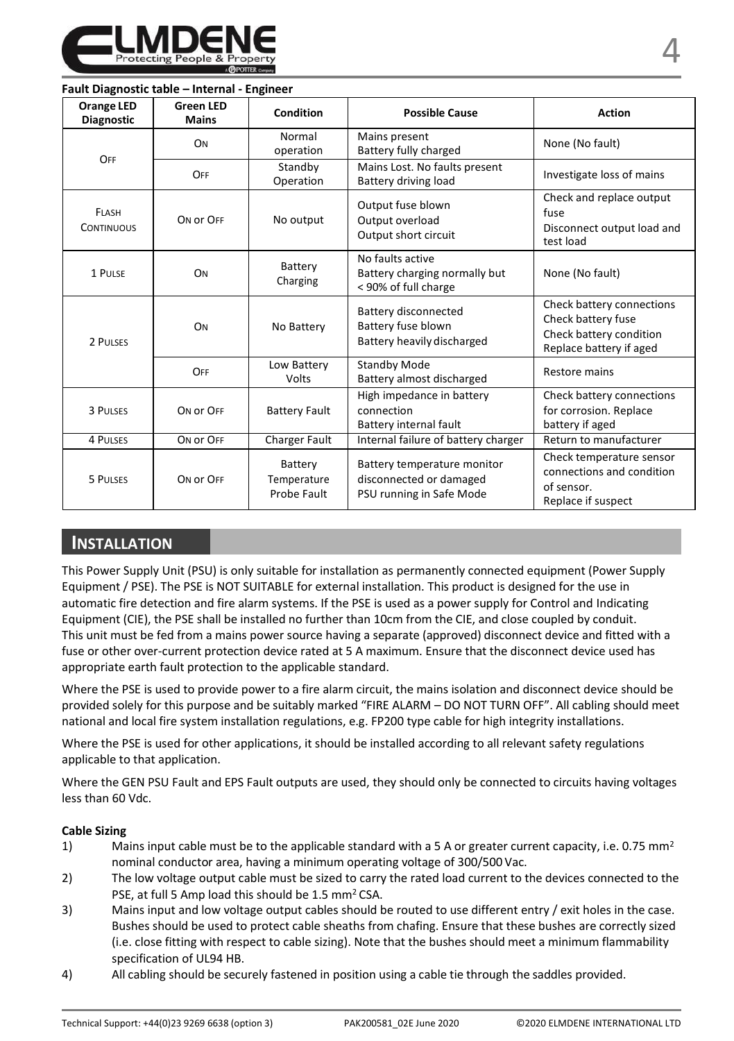**Fault Diagnostic table – Internal - Engineer**

| Orange LED Diagnostic | Green LED Mains | Condition | Possible Cause | Action |
|---|---|---|---|---|
| OFF | ON | Normal operation | Mains present<br>Battery fully charged | None (No fault) |
| | OFF | Standby Operation | Mains Lost. No faults present<br>Battery driving load | Investigate loss of mains |
| FLASH CONTINUOUS | ON or OFF | No output | Output fuse blown<br>Output overload<br>Output short circuit | Check and replace output fuse<br>Disconnect output load and test load |
| 1 PULSE | ON | Battery Charging | No faults active<br>Battery charging normally but < 90% of full charge | None (No fault) |
| 2 PULSES | ON | No Battery | Battery disconnected<br>Battery fuse blown<br>Battery heavily discharged | Check battery connections<br>Check battery fuse<br>Check battery condition<br>Replace battery if aged |
| | OFF | Low Battery Volts | Standby Mode<br>Battery almost discharged | Restore mains |
| 3 PULSES | ON or OFF | Battery Fault | High impedance in battery connection<br>Battery internal fault | Check battery connections for corrosion. Replace battery if aged |
| 4 PULSES | ON or OFF | Charger Fault | Internal failure of battery charger | Return to manufacturer |
| 5 PULSES | ON or OFF | Battery Temperature Probe Fault | Battery temperature monitor disconnected or damaged<br>PSU running in Safe Mode | Check temperature sensor connections and condition of sensor.<br>Replace if suspect |

## INSTALLATION

This Power Supply Unit (PSU) is only suitable for installation as permanently connected equipment (Power Supply Equipment / PSE). The PSE is NOT SUITABLE for external installation. This product is designed for the use in automatic fire detection and fire alarm systems. If the PSE is used as a power supply for Control and Indicating Equipment (CIE), the PSE shall be installed no further than 10cm from the CIE, and close coupled by conduit. This unit must be fed from a mains power source having a separate (approved) disconnect device and fitted with a fuse or other over-current protection device rated at 5 A maximum. Ensure that the disconnect device used has appropriate earth fault protection to the applicable standard.

Where the PSE is used to provide power to a fire alarm circuit, the mains isolation and disconnect device should be provided solely for this purpose and be suitably marked "FIRE ALARM – DO NOT TURN OFF". All cabling should meet national and local fire system installation regulations, e.g. FP200 type cable for high integrity installations.

Where the PSE is used for other applications, it should be installed according to all relevant safety regulations applicable to that application.

Where the GEN PSU Fault and EPS Fault outputs are used, they should only be connected to circuits having voltages less than 60 Vdc.

**Cable Sizing**

1) Mains input cable must be to the applicable standard with a 5 A or greater current capacity, i.e. 0.75 mm$^2$ nominal conductor area, having a minimum operating voltage of 300/500 Vac.
2) The low voltage output cable must be sized to carry the rated load current to the devices connected to the PSE, at full 5 Amp load this should be 1.5 mm$^2$ CSA.
3) Mains input and low voltage output cables should be routed to use different entry / exit holes in the case. Bushes should be used to protect cable sheaths from chafing. Ensure that these bushes are correctly sized (i.e. close fitting with respect to cable sizing). Note that the bushes should meet a minimum flammability specification of UL94 HB.
4) All cabling should be securely fastened in position using a cable tie through the saddles provided.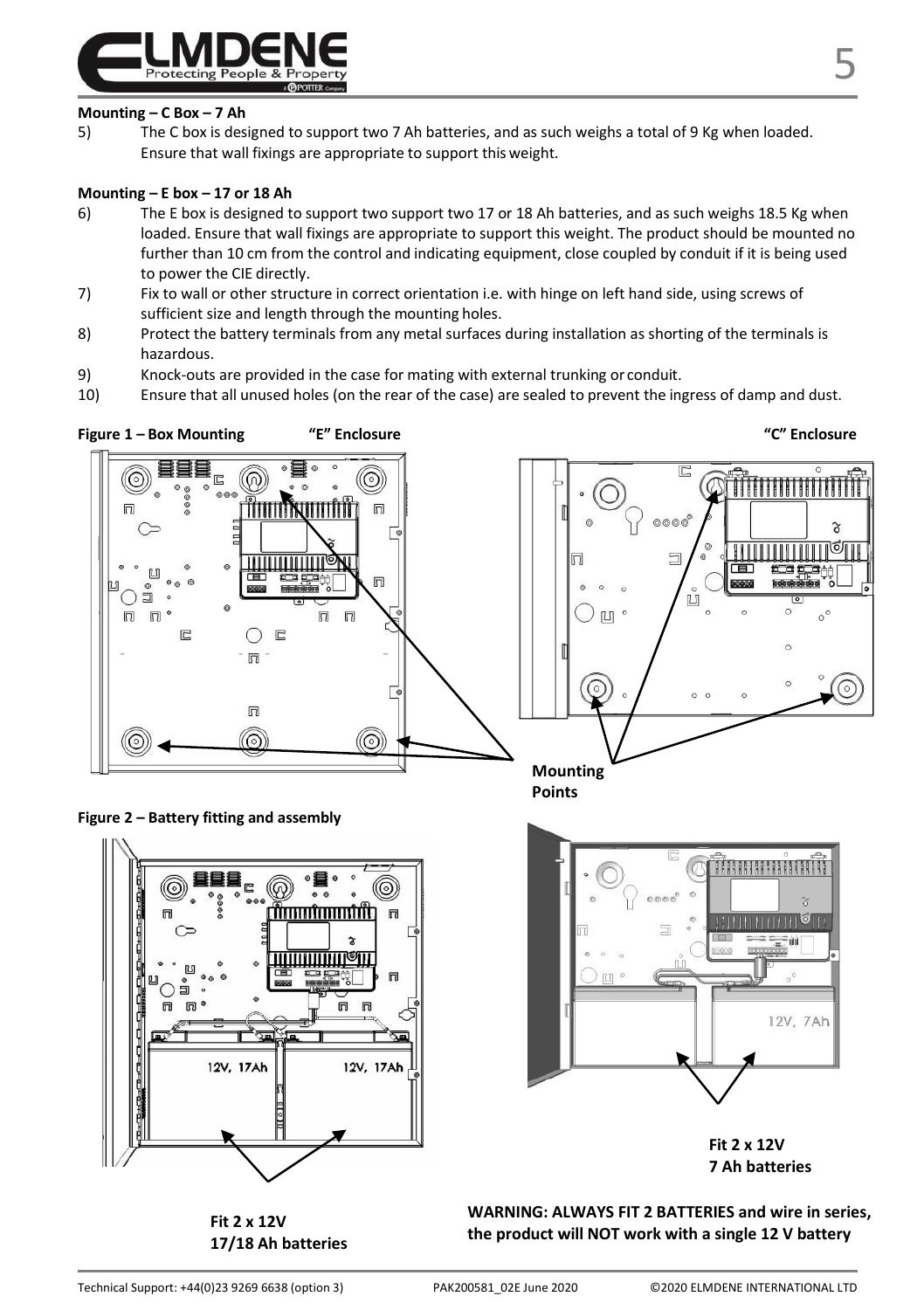**Mounting – C Box – 7 Ah**

5) The C box is designed to support two 7 Ah batteries, and as such weighs a total of 9 Kg when loaded. Ensure that wall fixings are appropriate to support this weight.

**Mounting – E box – 17 or 18 Ah**

6) The E box is designed to support two support two 17 or 18 Ah batteries, and as such weighs 18.5 Kg when loaded. Ensure that wall fixings are appropriate to support this weight. The product should be mounted no further than 10 cm from the control and indicating equipment, close coupled by conduit if it is being used to power the CIE directly.
7) Fix to wall or other structure in correct orientation i.e. with hinge on left hand side, using screws of sufficient size and length through the mounting holes.
8) Protect the battery terminals from any metal surfaces during installation as shorting of the terminals is hazardous.
9) Knock-outs are provided in the case for mating with external trunking or conduit.
10) Ensure that all unused holes (on the rear of the case) are sealed to prevent the ingress of damp and dust.

**Figure 1 – Box Mounting** **"E" Enclosure** **"C" Enclosure**

**Mounting Points**

**Figure 2 – Battery fitting and assembly**

**Fit 2 x 12V 17/18 Ah batteries**

**Fit 2 x 12V 7 Ah batteries**

**WARNING: ALWAYS FIT 2 BATTERIES and wire in series, the product will NOT work with a single 12 V battery**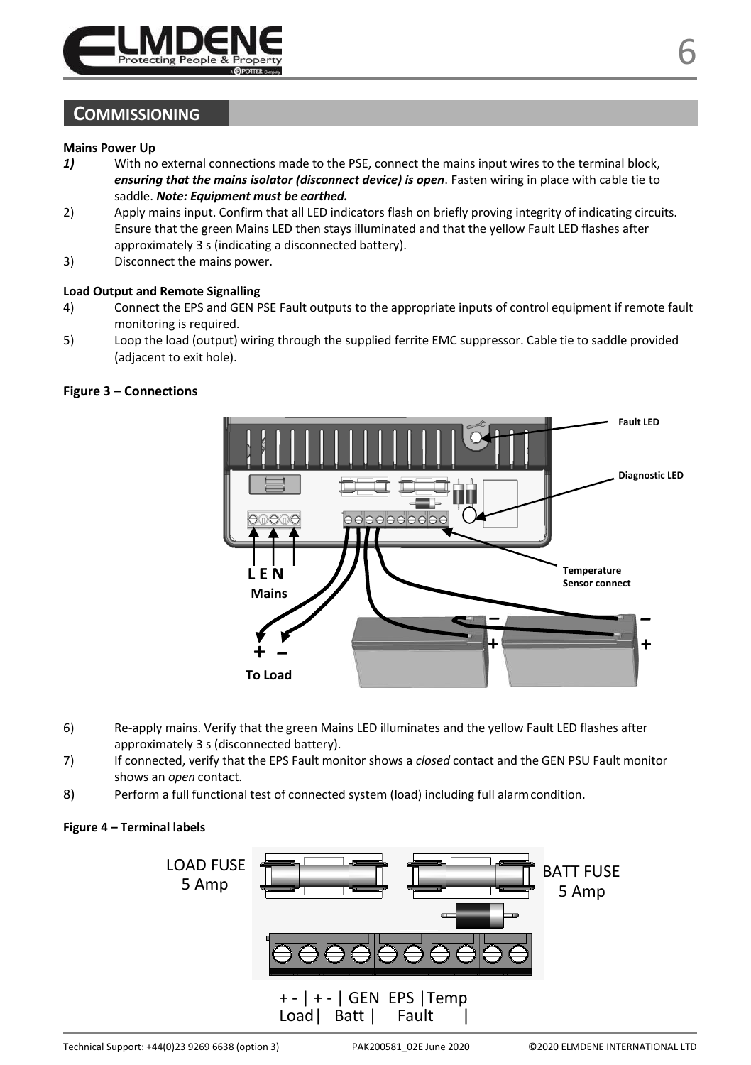## COMMISSIONING

**Mains Power Up**

***1)*** With no external connections made to the PSE, connect the mains input wires to the terminal block, ***ensuring that the mains isolator (disconnect device) is open***. Fasten wiring in place with cable tie to saddle. ***Note: Equipment must be earthed.***

2) Apply mains input. Confirm that all LED indicators flash on briefly proving integrity of indicating circuits. Ensure that the green Mains LED then stays illuminated and that the yellow Fault LED flashes after approximately 3 s (indicating a disconnected battery).

3) Disconnect the mains power.

**Load Output and Remote Signalling**

4) Connect the EPS and GEN PSE Fault outputs to the appropriate inputs of control equipment if remote fault monitoring is required.

5) Loop the load (output) wiring through the supplied ferrite EMC suppressor. Cable tie to saddle provided (adjacent to exit hole).

**Figure 3 – Connections**

6) Re-apply mains. Verify that the green Mains LED illuminates and the yellow Fault LED flashes after approximately 3 s (disconnected battery).

7) If connected, verify that the EPS Fault monitor shows a *closed* contact and the GEN PSU Fault monitor shows an *open* contact.

8) Perform a full functional test of connected system (load) including full alarm condition.

**Figure 4 – Terminal labels**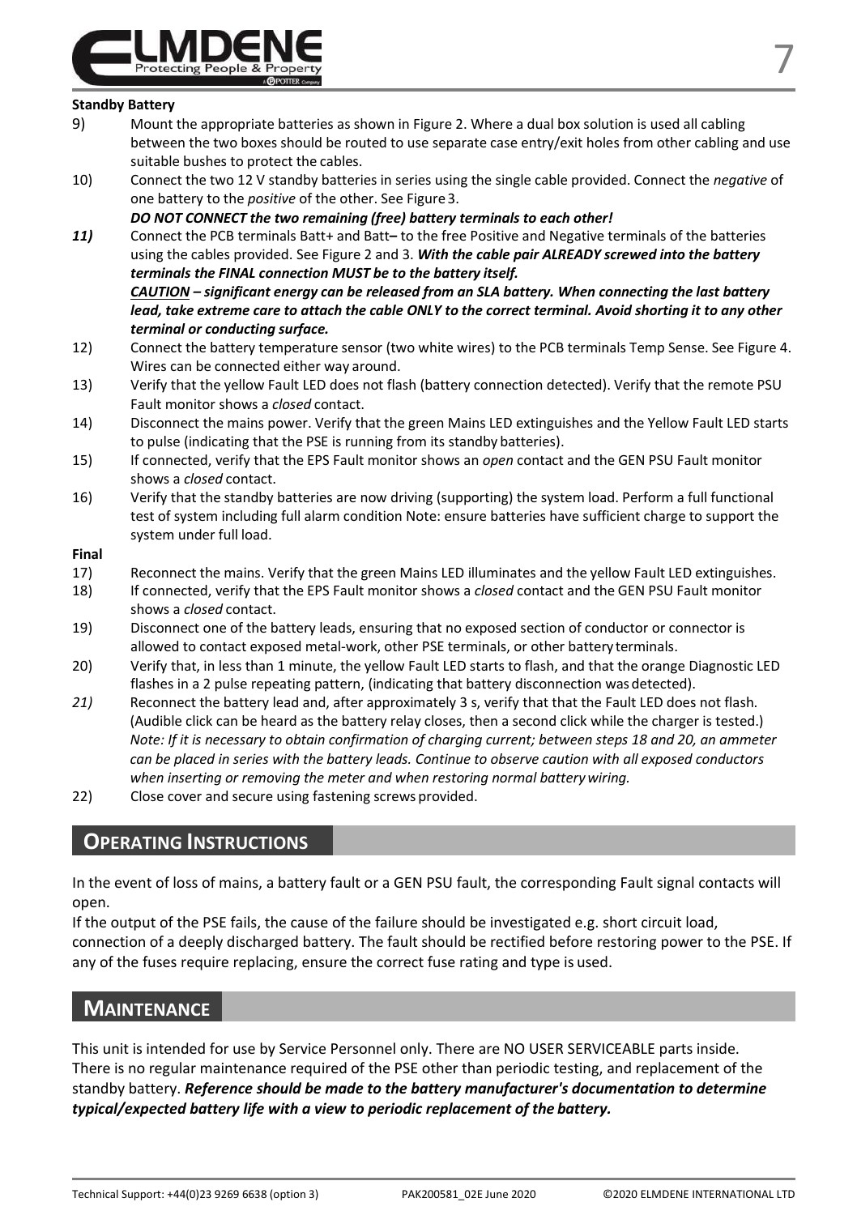**Standby Battery**

9) Mount the appropriate batteries as shown in Figure 2. Where a dual box solution is used all cabling between the two boxes should be routed to use separate case entry/exit holes from other cabling and use suitable bushes to protect the cables.

10) Connect the two 12 V standby batteries in series using the single cable provided. Connect the *negative* of one battery to the *positive* of the other. See Figure 3.
***DO NOT CONNECT the two remaining (free) battery terminals to each other!***

***11)*** Connect the PCB terminals Batt+ and Batt**–** to the free Positive and Negative terminals of the batteries using the cables provided. See Figure 2 and 3. ***With the cable pair ALREADY screwed into the battery terminals the FINAL connection MUST be to the battery itself.***
***CAUTION – significant energy can be released from an SLA battery. When connecting the last battery lead, take extreme care to attach the cable ONLY to the correct terminal. Avoid shorting it to any other terminal or conducting surface.***

12) Connect the battery temperature sensor (two white wires) to the PCB terminals Temp Sense. See Figure 4. Wires can be connected either way around.

13) Verify that the yellow Fault LED does not flash (battery connection detected). Verify that the remote PSU Fault monitor shows a *closed* contact.

14) Disconnect the mains power. Verify that the green Mains LED extinguishes and the Yellow Fault LED starts to pulse (indicating that the PSE is running from its standby batteries).

15) If connected, verify that the EPS Fault monitor shows an *open* contact and the GEN PSU Fault monitor shows a *closed* contact.

16) Verify that the standby batteries are now driving (supporting) the system load. Perform a full functional test of system including full alarm condition Note: ensure batteries have sufficient charge to support the system under full load.

**Final**

17) Reconnect the mains. Verify that the green Mains LED illuminates and the yellow Fault LED extinguishes.

18) If connected, verify that the EPS Fault monitor shows a *closed* contact and the GEN PSU Fault monitor shows a *closed* contact.

19) Disconnect one of the battery leads, ensuring that no exposed section of conductor or connector is allowed to contact exposed metal-work, other PSE terminals, or other battery terminals.

20) Verify that, in less than 1 minute, the yellow Fault LED starts to flash, and that the orange Diagnostic LED flashes in a 2 pulse repeating pattern, (indicating that battery disconnection was detected).

*21)* Reconnect the battery lead and, after approximately 3 s, verify that that the Fault LED does not flash. (Audible click can be heard as the battery relay closes, then a second click while the charger is tested.)
*Note: If it is necessary to obtain confirmation of charging current; between steps 18 and 20, an ammeter can be placed in series with the battery leads. Continue to observe caution with all exposed conductors when inserting or removing the meter and when restoring normal battery wiring.*

22) Close cover and secure using fastening screws provided.

## OPERATING INSTRUCTIONS

In the event of loss of mains, a battery fault or a GEN PSU fault, the corresponding Fault signal contacts will open.

If the output of the PSE fails, the cause of the failure should be investigated e.g. short circuit load, connection of a deeply discharged battery. The fault should be rectified before restoring power to the PSE. If any of the fuses require replacing, ensure the correct fuse rating and type is used.

## MAINTENANCE

This unit is intended for use by Service Personnel only. There are NO USER SERVICEABLE parts inside. There is no regular maintenance required of the PSE other than periodic testing, and replacement of the standby battery. ***Reference should be made to the battery manufacturer's documentation to determine typical/expected battery life with a view to periodic replacement of the battery.***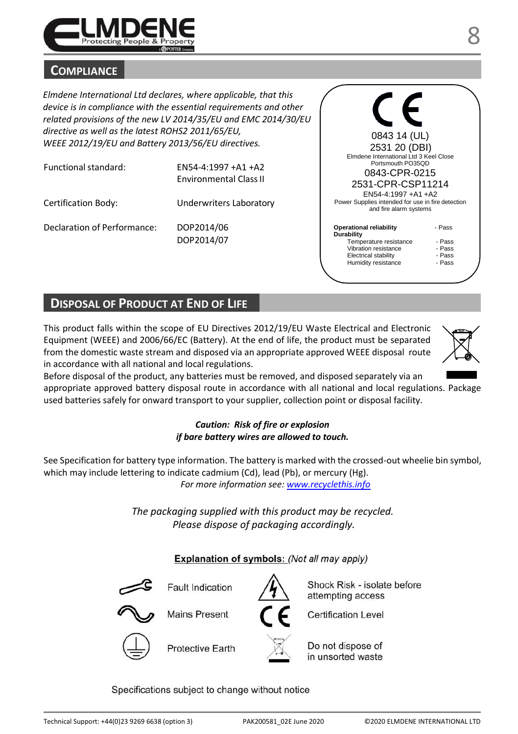## COMPLIANCE

*Elmdene International Ltd declares, where applicable, that this device is in compliance with the essential requirements and other related provisions of the new LV 2014/35/EU and EMC 2014/30/EU directive as well as the latest ROHS2 2011/65/EU, WEEE 2012/19/EU and Battery 2013/56/EU directives.*

| | |
|---|---|
| Functional standard: | EN54-4:1997 +A1 +A2<br>Environmental Class II |
| Certification Body: | Underwriters Laboratory |
| Declaration of Performance: | DOP2014/06<br>DOP2014/07 |

CE

0843 14 (UL)
2531 20 (DBI)
Elmdene International Ltd 3 Keel Close
Portsmouth PO35QD
0843-CPR-0215
2531-CPR-CSP11214
EN54-4:1997 +A1 +A2
Power Supplies intended for use in fire detection and fire alarm systems

| | |
|---|---|
| **Operational reliability** | - Pass |
| **Durability** | |
| Temperature resistance | - Pass |
| Vibration resistance | - Pass |
| Electrical stability | - Pass |
| Humidity resistance | - Pass |

## DISPOSAL OF PRODUCT AT END OF LIFE

This product falls within the scope of EU Directives 2012/19/EU Waste Electrical and Electronic Equipment (WEEE) and 2006/66/EC (Battery). At the end of life, the product must be separated from the domestic waste stream and disposed via an appropriate approved WEEE disposal route in accordance with all national and local regulations.
Before disposal of the product, any batteries must be removed, and disposed separately via an appropriate approved battery disposal route in accordance with all national and local regulations. Package used batteries safely for onward transport to your supplier, collection point or disposal facility.

***Caution: Risk of fire or explosion***
***if bare battery wires are allowed to touch.***

See Specification for battery type information. The battery is marked with the crossed-out wheelie bin symbol, which may include lettering to indicate cadmium (Cd), lead (Pb), or mercury (Hg).
*For more information see: [www.recyclethis.info](http://www.recyclethis.info)*

*The packaging supplied with this product may be recycled.*
*Please dispose of packaging accordingly.*

**Explanation of symbols**: *(Not all may apply)*

| | |
|---|---|
| Fault Indication | Shock Risk - isolate before attempting access |
| Mains Present | Certification Level |
| Protective Earth | Do not dispose of in unsorted waste |

Specifications subject to change without notice

Technical Support: +44(0)23 9269 6638 (option 3) PAK200581_02E June 2020 ©2020 ELMDENE INTERNATIONAL LTD